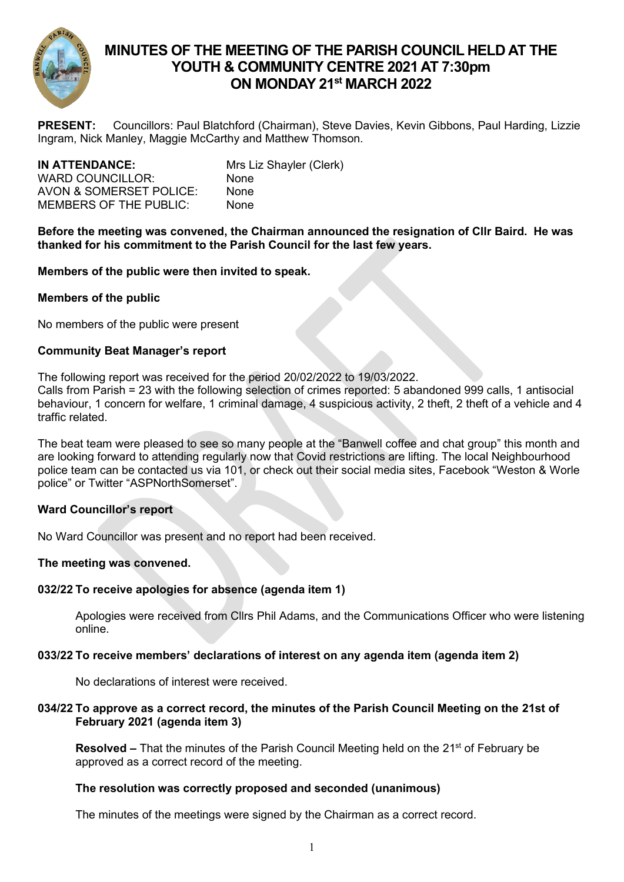# MINUTES OF THE MEETING OF THE PARISH COUNCIL HELD AT THE YOUTH & COMMUNITY CENTRE 2021 AT 7:30pm ON MONDAY 21st MARCH 2022

**PRESENT:** Councillors: Paul Blatchford (Chairman), Steve Davies, Kevin Gibbons, Paul Harding, Lizzie Ingram, Nick Manley, Maggie McCarthy and Matthew Thomson.

| | |
|---|---|
| **IN ATTENDANCE:** | Mrs Liz Shayler (Clerk) |
| WARD COUNCILLOR: | None |
| AVON & SOMERSET POLICE: | None |
| MEMBERS OF THE PUBLIC: | None |

**Before the meeting was convened, the Chairman announced the resignation of Cllr Baird. He was thanked for his commitment to the Parish Council for the last few years.**

**Members of the public were then invited to speak.**

**Members of the public**

No members of the public were present

**Community Beat Manager's report**

The following report was received for the period 20/02/2022 to 19/03/2022.
Calls from Parish = 23 with the following selection of crimes reported: 5 abandoned 999 calls, 1 antisocial behaviour, 1 concern for welfare, 1 criminal damage, 4 suspicious activity, 2 theft, 2 theft of a vehicle and 4 traffic related.

The beat team were pleased to see so many people at the "Banwell coffee and chat group" this month and are looking forward to attending regularly now that Covid restrictions are lifting. The local Neighbourhood police team can be contacted us via 101, or check out their social media sites, Facebook "Weston & Worle police" or Twitter "ASPNorthSomerset".

**Ward Councillor's report**

No Ward Councillor was present and no report had been received.

**The meeting was convened.**

### 032/22 To receive apologies for absence (agenda item 1)

Apologies were received from Cllrs Phil Adams, and the Communications Officer who were listening online.

### 033/22 To receive members' declarations of interest on any agenda item (agenda item 2)

No declarations of interest were received.

### 034/22 To approve as a correct record, the minutes of the Parish Council Meeting on the 21st of February 2021 (agenda item 3)

**Resolved –** That the minutes of the Parish Council Meeting held on the 21st of February be approved as a correct record of the meeting.

**The resolution was correctly proposed and seconded (unanimous)**

The minutes of the meetings were signed by the Chairman as a correct record.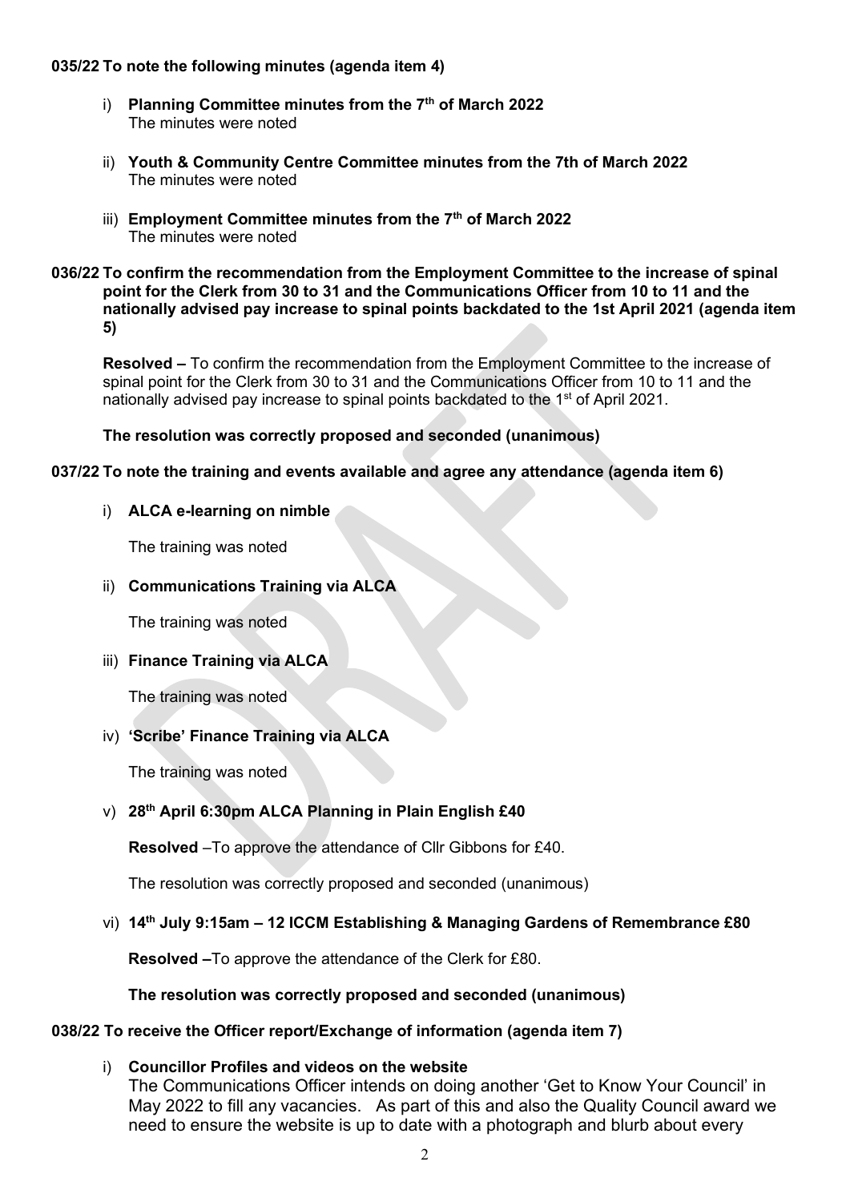**035/22 To note the following minutes (agenda item 4)**

i) **Planning Committee minutes from the 7th of March 2022**
The minutes were noted

ii) **Youth & Community Centre Committee minutes from the 7th of March 2022**
The minutes were noted

iii) **Employment Committee minutes from the 7th of March 2022**
The minutes were noted

**036/22 To confirm the recommendation from the Employment Committee to the increase of spinal point for the Clerk from 30 to 31 and the Communications Officer from 10 to 11 and the nationally advised pay increase to spinal points backdated to the 1st April 2021 (agenda item 5)**

**Resolved –** To confirm the recommendation from the Employment Committee to the increase of spinal point for the Clerk from 30 to 31 and the Communications Officer from 10 to 11 and the nationally advised pay increase to spinal points backdated to the 1st of April 2021.

**The resolution was correctly proposed and seconded (unanimous)**

**037/22 To note the training and events available and agree any attendance (agenda item 6)**

i) **ALCA e-learning on nimble**

The training was noted

ii) **Communications Training via ALCA**

The training was noted

iii) **Finance Training via ALCA**

The training was noted

iv) **'Scribe' Finance Training via ALCA**

The training was noted

v) **28th April 6:30pm ALCA Planning in Plain English £40**

**Resolved** –To approve the attendance of Cllr Gibbons for £40.

The resolution was correctly proposed and seconded (unanimous)

vi) **14th July 9:15am – 12 ICCM Establishing & Managing Gardens of Remembrance £80**

**Resolved –**To approve the attendance of the Clerk for £80.

**The resolution was correctly proposed and seconded (unanimous)**

**038/22 To receive the Officer report/Exchange of information (agenda item 7)**

i) **Councillor Profiles and videos on the website**
The Communications Officer intends on doing another 'Get to Know Your Council' in May 2022 to fill any vacancies. As part of this and also the Quality Council award we need to ensure the website is up to date with a photograph and blurb about every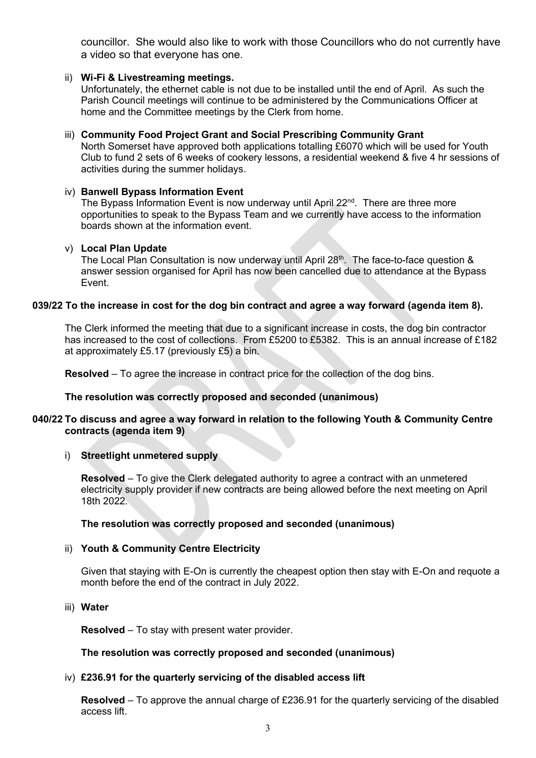councillor. She would also like to work with those Councillors who do not currently have a video so that everyone has one.

ii) **Wi-Fi & Livestreaming meetings.**
Unfortunately, the ethernet cable is not due to be installed until the end of April. As such the Parish Council meetings will continue to be administered by the Communications Officer at home and the Committee meetings by the Clerk from home.

iii) **Community Food Project Grant and Social Prescribing Community Grant**
North Somerset have approved both applications totalling £6070 which will be used for Youth Club to fund 2 sets of 6 weeks of cookery lessons, a residential weekend & five 4 hr sessions of activities during the summer holidays.

iv) **Banwell Bypass Information Event**
The Bypass Information Event is now underway until April 22nd. There are three more opportunities to speak to the Bypass Team and we currently have access to the information boards shown at the information event.

v) **Local Plan Update**
The Local Plan Consultation is now underway until April 28th. The face-to-face question & answer session organised for April has now been cancelled due to attendance at the Bypass Event.

**039/22 To the increase in cost for the dog bin contract and agree a way forward (agenda item 8).**

The Clerk informed the meeting that due to a significant increase in costs, the dog bin contractor has increased to the cost of collections. From £5200 to £5382. This is an annual increase of £182 at approximately £5.17 (previously £5) a bin.

**Resolved** – To agree the increase in contract price for the collection of the dog bins.

**The resolution was correctly proposed and seconded (unanimous)**

**040/22 To discuss and agree a way forward in relation to the following Youth & Community Centre contracts (agenda item 9)**

i) **Streetlight unmetered supply**

**Resolved** – To give the Clerk delegated authority to agree a contract with an unmetered electricity supply provider if new contracts are being allowed before the next meeting on April 18th 2022.

**The resolution was correctly proposed and seconded (unanimous)**

ii) **Youth & Community Centre Electricity**

Given that staying with E-On is currently the cheapest option then stay with E-On and requote a month before the end of the contract in July 2022.

iii) **Water**

**Resolved** – To stay with present water provider.

**The resolution was correctly proposed and seconded (unanimous)**

iv) **£236.91 for the quarterly servicing of the disabled access lift**

**Resolved** – To approve the annual charge of £236.91 for the quarterly servicing of the disabled access lift.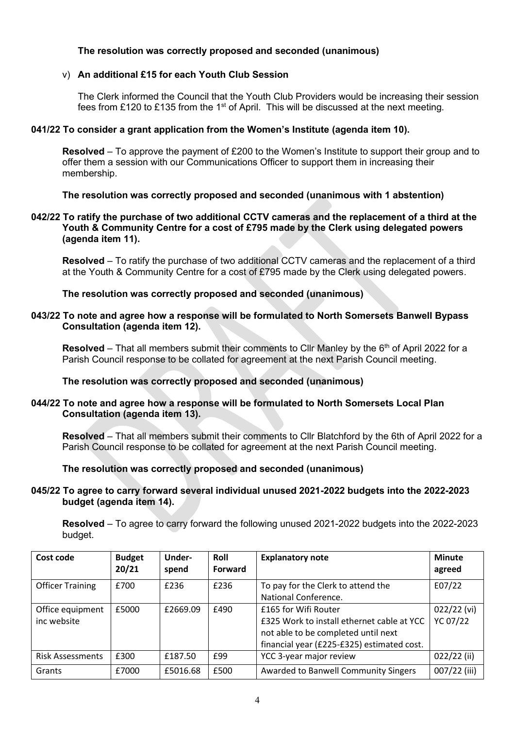**The resolution was correctly proposed and seconded (unanimous)**

v) **An additional £15 for each Youth Club Session**

The Clerk informed the Council that the Youth Club Providers would be increasing their session fees from £120 to £135 from the 1st of April. This will be discussed at the next meeting.

**041/22 To consider a grant application from the Women's Institute (agenda item 10).**

**Resolved** – To approve the payment of £200 to the Women's Institute to support their group and to offer them a session with our Communications Officer to support them in increasing their membership.

**The resolution was correctly proposed and seconded (unanimous with 1 abstention)**

**042/22 To ratify the purchase of two additional CCTV cameras and the replacement of a third at the Youth & Community Centre for a cost of £795 made by the Clerk using delegated powers (agenda item 11).**

**Resolved** – To ratify the purchase of two additional CCTV cameras and the replacement of a third at the Youth & Community Centre for a cost of £795 made by the Clerk using delegated powers.

**The resolution was correctly proposed and seconded (unanimous)**

**043/22 To note and agree how a response will be formulated to North Somersets Banwell Bypass Consultation (agenda item 12).**

**Resolved** – That all members submit their comments to Cllr Manley by the 6th of April 2022 for a Parish Council response to be collated for agreement at the next Parish Council meeting.

**The resolution was correctly proposed and seconded (unanimous)**

**044/22 To note and agree how a response will be formulated to North Somersets Local Plan Consultation (agenda item 13).**

**Resolved** – That all members submit their comments to Cllr Blatchford by the 6th of April 2022 for a Parish Council response to be collated for agreement at the next Parish Council meeting.

**The resolution was correctly proposed and seconded (unanimous)**

**045/22 To agree to carry forward several individual unused 2021-2022 budgets into the 2022-2023 budget (agenda item 14).**

**Resolved** – To agree to carry forward the following unused 2021-2022 budgets into the 2022-2023 budget.

| Cost code | Budget 20/21 | Under-spend | Roll Forward | Explanatory note | Minute agreed |
|---|---|---|---|---|---|
| Officer Training | £700 | £236 | £236 | To pay for the Clerk to attend the National Conference. | E07/22 |
| Office equipment inc website | £5000 | £2669.09 | £490 | £165 for Wifi Router<br>£325 Work to install ethernet cable at YCC not able to be completed until next financial year (£225-£325) estimated cost. | 022/22 (vi)<br>YC 07/22 |
| Risk Assessments | £300 | £187.50 | £99 | YCC 3-year major review | 022/22 (ii) |
| Grants | £7000 | £5016.68 | £500 | Awarded to Banwell Community Singers | 007/22 (iii) |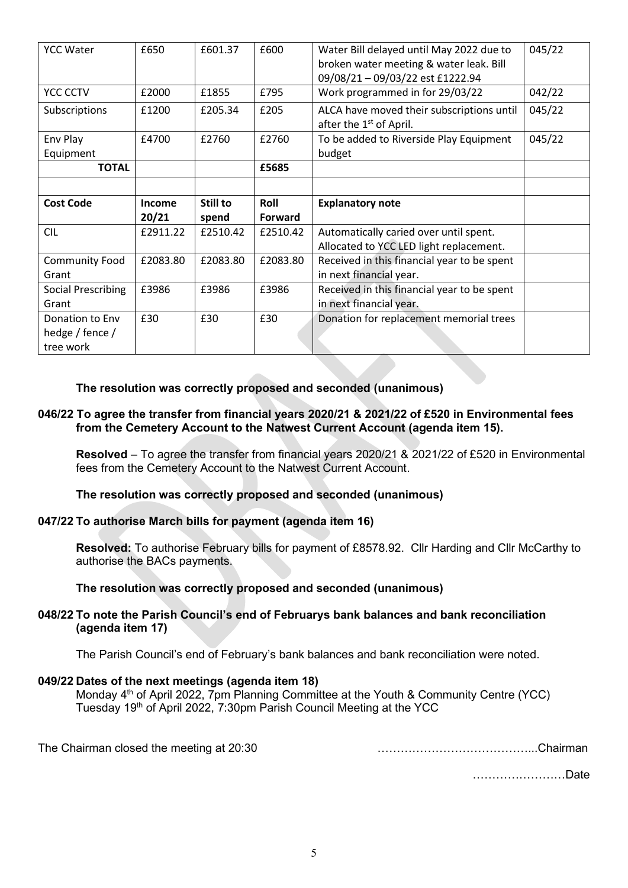| | | | | | |
|---|---|---|---|---|---|
| YCC Water | £650 | £601.37 | £600 | Water Bill delayed until May 2022 due to broken water meeting & water leak. Bill 09/08/21 – 09/03/22 est £1222.94 | 045/22 |
| YCC CCTV | £2000 | £1855 | £795 | Work programmed in for 29/03/22 | 042/22 |
| Subscriptions | £1200 | £205.34 | £205 | ALCA have moved their subscriptions until after the 1st of April. | 045/22 |
| Env Play Equipment | £4700 | £2760 | £2760 | To be added to Riverside Play Equipment budget | 045/22 |
| **TOTAL** | | | **£5685** | | |
| | | | | | |
| **Cost Code** | **Income 20/21** | **Still to spend** | **Roll Forward** | **Explanatory note** | |
| CIL | £2911.22 | £2510.42 | £2510.42 | Automatically caried over until spent. Allocated to YCC LED light replacement. | |
| Community Food Grant | £2083.80 | £2083.80 | £2083.80 | Received in this financial year to be spent in next financial year. | |
| Social Prescribing Grant | £3986 | £3986 | £3986 | Received in this financial year to be spent in next financial year. | |
| Donation to Env hedge / fence / tree work | £30 | £30 | £30 | Donation for replacement memorial trees | |

**The resolution was correctly proposed and seconded (unanimous)**

**046/22 To agree the transfer from financial years 2020/21 & 2021/22 of £520 in Environmental fees from the Cemetery Account to the Natwest Current Account (agenda item 15).**

**Resolved** – To agree the transfer from financial years 2020/21 & 2021/22 of £520 in Environmental fees from the Cemetery Account to the Natwest Current Account.

**The resolution was correctly proposed and seconded (unanimous)**

**047/22 To authorise March bills for payment (agenda item 16)**

**Resolved:** To authorise February bills for payment of £8578.92. Cllr Harding and Cllr McCarthy to authorise the BACs payments.

**The resolution was correctly proposed and seconded (unanimous)**

**048/22 To note the Parish Council's end of Februarys bank balances and bank reconciliation (agenda item 17)**

The Parish Council's end of February's bank balances and bank reconciliation were noted.

**049/22 Dates of the next meetings (agenda item 18)**

Monday 4th of April 2022, 7pm Planning Committee at the Youth & Community Centre (YCC)
Tuesday 19th of April 2022, 7:30pm Parish Council Meeting at the YCC

The Chairman closed the meeting at 20:30 ……………………………………...Chairman

……………………Date